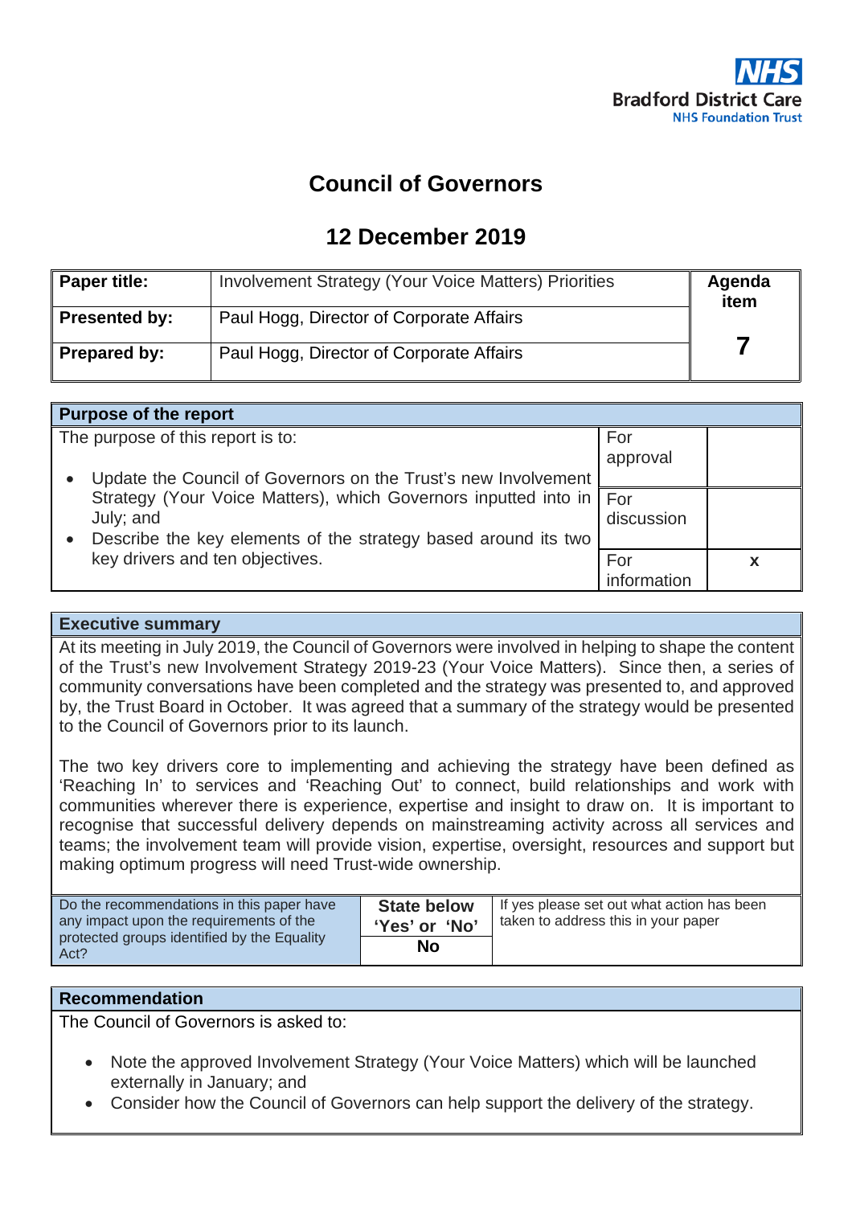NHS
Bradford District Care
NHS Foundation Trust

# Council of Governors

## 12 December 2019

| Paper title: | Involvement Strategy (Your Voice Matters) Priorities | Agenda item |
|---|---|---|
| Presented by: | Paul Hogg, Director of Corporate Affairs | 7 |
| Prepared by: | Paul Hogg, Director of Corporate Affairs | |

| Purpose of the report | | |
|---|---|---|
| The purpose of this report is to:<br>• Update the Council of Governors on the Trust's new Involvement Strategy (Your Voice Matters), which Governors inputted into in July; and<br>• Describe the key elements of the strategy based around its two key drivers and ten objectives. | For approval | |
| | For discussion | |
| | For information | x |

**Executive summary**

At its meeting in July 2019, the Council of Governors were involved in helping to shape the content of the Trust's new Involvement Strategy 2019-23 (Your Voice Matters). Since then, a series of community conversations have been completed and the strategy was presented to, and approved by, the Trust Board in October. It was agreed that a summary of the strategy would be presented to the Council of Governors prior to its launch.

The two key drivers core to implementing and achieving the strategy have been defined as 'Reaching In' to services and 'Reaching Out' to connect, build relationships and work with communities wherever there is experience, expertise and insight to draw on. It is important to recognise that successful delivery depends on mainstreaming activity across all services and teams; the involvement team will provide vision, expertise, oversight, resources and support but making optimum progress will need Trust-wide ownership.

| Do the recommendations in this paper have any impact upon the requirements of the protected groups identified by the Equality Act? | State below 'Yes' or 'No' | If yes please set out what action has been taken to address this in your paper |
|---|---|---|
| | No | |

**Recommendation**

The Council of Governors is asked to:

- Note the approved Involvement Strategy (Your Voice Matters) which will be launched externally in January; and
- Consider how the Council of Governors can help support the delivery of the strategy.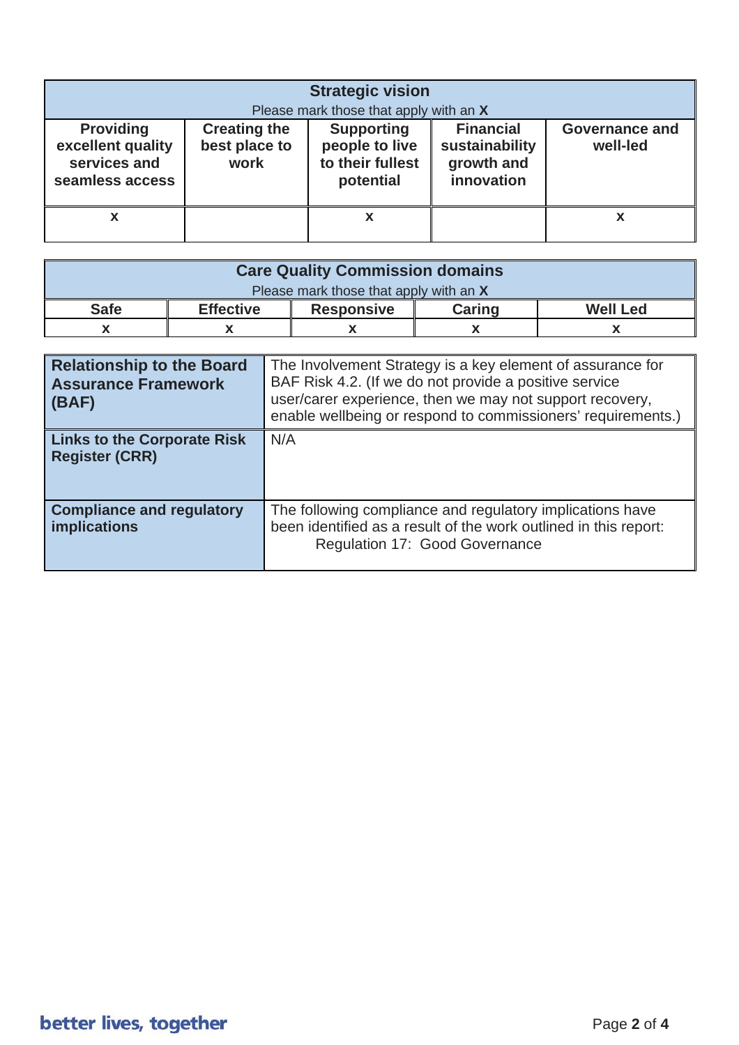| Strategic vision<br>Please mark those that apply with an **X** | | | | |
|---|---|---|---|---|
| **Providing excellent quality services and seamless access** | **Creating the best place to work** | **Supporting people to live to their fullest potential** | **Financial sustainability growth and innovation** | **Governance and well-led** |
| x | | x | | x |

| Care Quality Commission domains<br>Please mark those that apply with an **X** | | | | |
|---|---|---|---|---|
| **Safe** | **Effective** | **Responsive** | **Caring** | **Well Led** |
| x | x | x | x | x |

| | |
|---|---|
| **Relationship to the Board Assurance Framework (BAF)** | The Involvement Strategy is a key element of assurance for BAF Risk 4.2. (If we do not provide a positive service user/carer experience, then we may not support recovery, enable wellbeing or respond to commissioners' requirements.) |
| **Links to the Corporate Risk Register (CRR)** | N/A |
| **Compliance and regulatory implications** | The following compliance and regulatory implications have been identified as a result of the work outlined in this report: Regulation 17: Good Governance |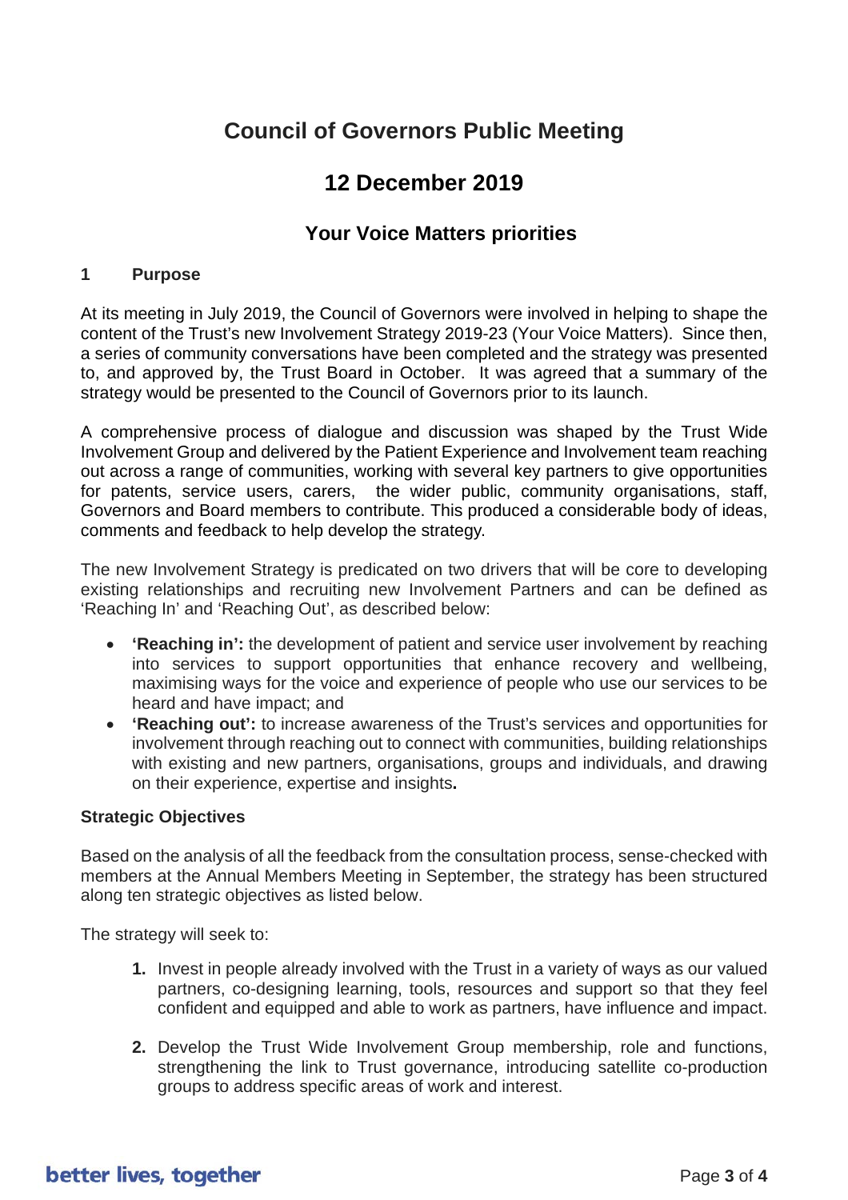# Council of Governors Public Meeting

## 12 December 2019

### Your Voice Matters priorities

**1 Purpose**

At its meeting in July 2019, the Council of Governors were involved in helping to shape the content of the Trust's new Involvement Strategy 2019-23 (Your Voice Matters). Since then, a series of community conversations have been completed and the strategy was presented to, and approved by, the Trust Board in October. It was agreed that a summary of the strategy would be presented to the Council of Governors prior to its launch.

A comprehensive process of dialogue and discussion was shaped by the Trust Wide Involvement Group and delivered by the Patient Experience and Involvement team reaching out across a range of communities, working with several key partners to give opportunities for patents, service users, carers, the wider public, community organisations, staff, Governors and Board members to contribute. This produced a considerable body of ideas, comments and feedback to help develop the strategy.

The new Involvement Strategy is predicated on two drivers that will be core to developing existing relationships and recruiting new Involvement Partners and can be defined as 'Reaching In' and 'Reaching Out', as described below:

- **'Reaching in':** the development of patient and service user involvement by reaching into services to support opportunities that enhance recovery and wellbeing, maximising ways for the voice and experience of people who use our services to be heard and have impact; and
- **'Reaching out':** to increase awareness of the Trust's services and opportunities for involvement through reaching out to connect with communities, building relationships with existing and new partners, organisations, groups and individuals, and drawing on their experience, expertise and insights**.**

**Strategic Objectives**

Based on the analysis of all the feedback from the consultation process, sense-checked with members at the Annual Members Meeting in September, the strategy has been structured along ten strategic objectives as listed below.

The strategy will seek to:

1. Invest in people already involved with the Trust in a variety of ways as our valued partners, co-designing learning, tools, resources and support so that they feel confident and equipped and able to work as partners, have influence and impact.

2. Develop the Trust Wide Involvement Group membership, role and functions, strengthening the link to Trust governance, introducing satellite co-production groups to address specific areas of work and interest.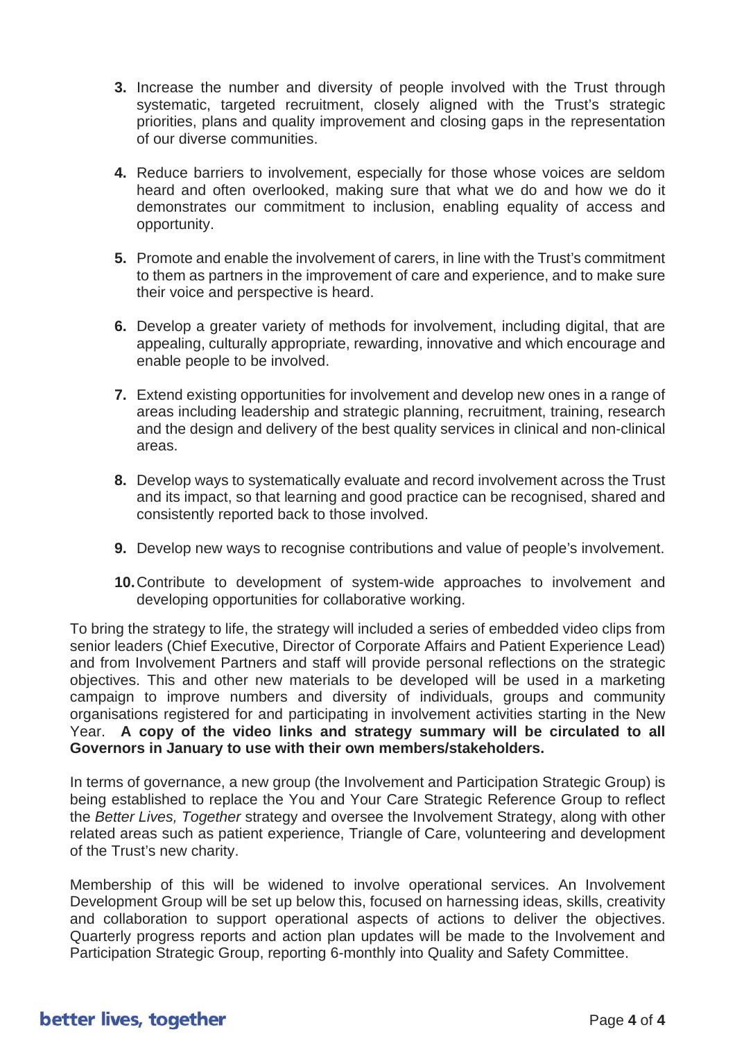3. Increase the number and diversity of people involved with the Trust through systematic, targeted recruitment, closely aligned with the Trust's strategic priorities, plans and quality improvement and closing gaps in the representation of our diverse communities.

4. Reduce barriers to involvement, especially for those whose voices are seldom heard and often overlooked, making sure that what we do and how we do it demonstrates our commitment to inclusion, enabling equality of access and opportunity.

5. Promote and enable the involvement of carers, in line with the Trust's commitment to them as partners in the improvement of care and experience, and to make sure their voice and perspective is heard.

6. Develop a greater variety of methods for involvement, including digital, that are appealing, culturally appropriate, rewarding, innovative and which encourage and enable people to be involved.

7. Extend existing opportunities for involvement and develop new ones in a range of areas including leadership and strategic planning, recruitment, training, research and the design and delivery of the best quality services in clinical and non-clinical areas.

8. Develop ways to systematically evaluate and record involvement across the Trust and its impact, so that learning and good practice can be recognised, shared and consistently reported back to those involved.

9. Develop new ways to recognise contributions and value of people's involvement.

10. Contribute to development of system-wide approaches to involvement and developing opportunities for collaborative working.

To bring the strategy to life, the strategy will included a series of embedded video clips from senior leaders (Chief Executive, Director of Corporate Affairs and Patient Experience Lead) and from Involvement Partners and staff will provide personal reflections on the strategic objectives. This and other new materials to be developed will be used in a marketing campaign to improve numbers and diversity of individuals, groups and community organisations registered for and participating in involvement activities starting in the New Year. **A copy of the video links and strategy summary will be circulated to all Governors in January to use with their own members/stakeholders.**

In terms of governance, a new group (the Involvement and Participation Strategic Group) is being established to replace the You and Your Care Strategic Reference Group to reflect the *Better Lives, Together* strategy and oversee the Involvement Strategy, along with other related areas such as patient experience, Triangle of Care, volunteering and development of the Trust's new charity.

Membership of this will be widened to involve operational services. An Involvement Development Group will be set up below this, focused on harnessing ideas, skills, creativity and collaboration to support operational aspects of actions to deliver the objectives. Quarterly progress reports and action plan updates will be made to the Involvement and Participation Strategic Group, reporting 6-monthly into Quality and Safety Committee.